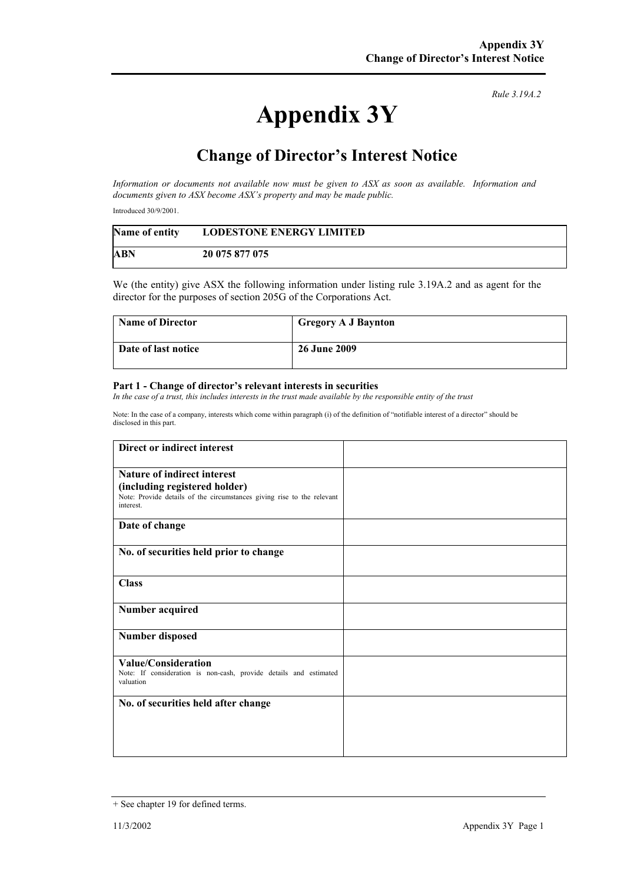*Rule 3.19A.2*

# Appendix 3Y

## Change of Director's Interest Notice

*Information or documents not available now must be given to ASX as soon as available. Information and documents given to ASX become ASX's property and may be made public.*

Introduced 30/9/2001.

| | |
|---|---|
| **Name of entity** | **LODESTONE ENERGY LIMITED** |
| **ABN** | **20 075 877 075** |

We (the entity) give ASX the following information under listing rule 3.19A.2 and as agent for the director for the purposes of section 205G of the Corporations Act.

| | |
|---|---|
| **Name of Director** | **Gregory A J Baynton** |
| **Date of last notice** | **26 June 2009** |

### Part 1 - Change of director's relevant interests in securities

*In the case of a trust, this includes interests in the trust made available by the responsible entity of the trust*

Note: In the case of a company, interests which come within paragraph (i) of the definition of "notifiable interest of a director" should be disclosed in this part.

| | |
|---|---|
| **Direct or indirect interest** | |
| **Nature of indirect interest (including registered holder)** Note: Provide details of the circumstances giving rise to the relevant interest. | |
| **Date of change** | |
| **No. of securities held prior to change** | |
| **Class** | |
| **Number acquired** | |
| **Number disposed** | |
| **Value/Consideration** Note: If consideration is non-cash, provide details and estimated valuation | |
| **No. of securities held after change** | |

+ See chapter 19 for defined terms.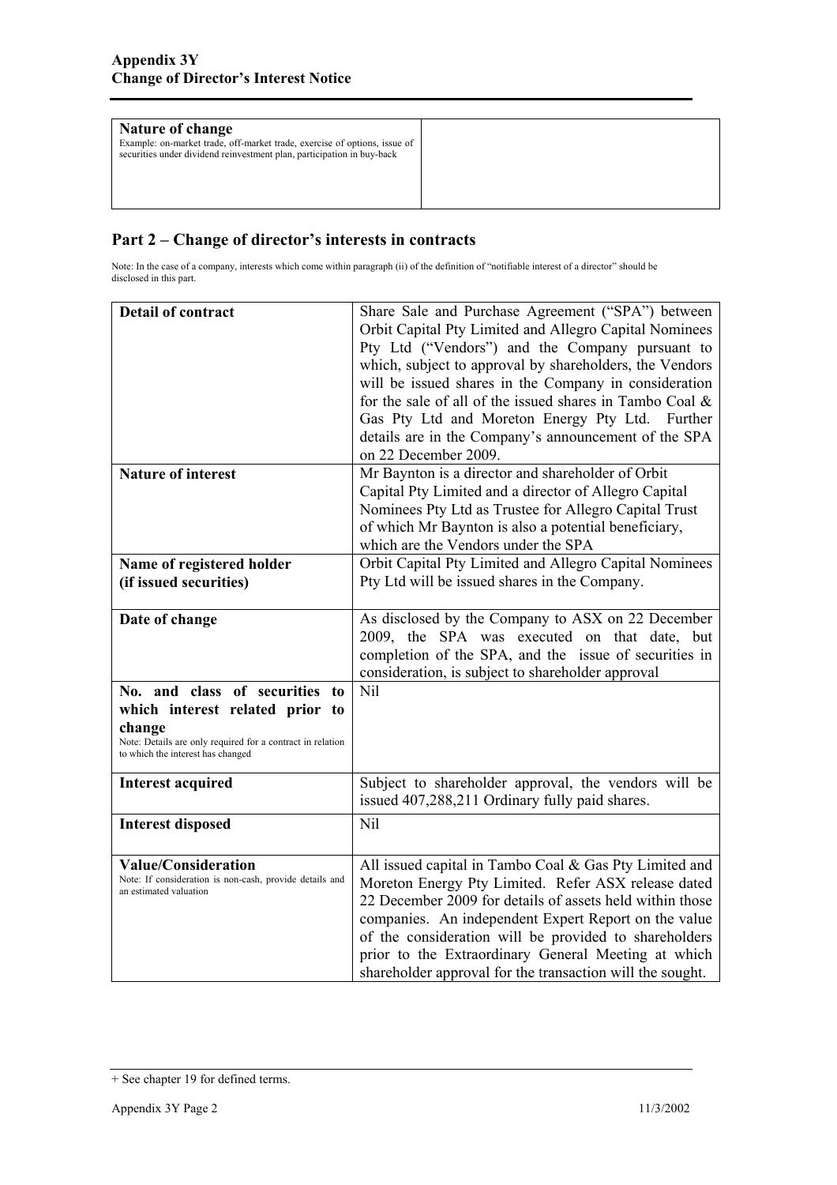| | |
|---|---|
| **Nature of change**<br>Example: on-market trade, off-market trade, exercise of options, issue of securities under dividend reinvestment plan, participation in buy-back | |

## Part 2 – Change of director's interests in contracts

Note: In the case of a company, interests which come within paragraph (ii) of the definition of "notifiable interest of a director" should be disclosed in this part.

| | |
|---|---|
| **Detail of contract** | Share Sale and Purchase Agreement ("SPA") between Orbit Capital Pty Limited and Allegro Capital Nominees Pty Ltd ("Vendors") and the Company pursuant to which, subject to approval by shareholders, the Vendors will be issued shares in the Company in consideration for the sale of all of the issued shares in Tambo Coal & Gas Pty Ltd and Moreton Energy Pty Ltd. Further details are in the Company's announcement of the SPA on 22 December 2009. |
| **Nature of interest** | Mr Baynton is a director and shareholder of Orbit Capital Pty Limited and a director of Allegro Capital Nominees Pty Ltd as Trustee for Allegro Capital Trust of which Mr Baynton is also a potential beneficiary, which are the Vendors under the SPA |
| **Name of registered holder (if issued securities)** | Orbit Capital Pty Limited and Allegro Capital Nominees Pty Ltd will be issued shares in the Company. |
| **Date of change** | As disclosed by the Company to ASX on 22 December 2009, the SPA was executed on that date, but completion of the SPA, and the issue of securities in consideration, is subject to shareholder approval |
| **No. and class of securities to which interest related prior to change**<br>Note: Details are only required for a contract in relation to which the interest has changed | Nil |
| **Interest acquired** | Subject to shareholder approval, the vendors will be issued 407,288,211 Ordinary fully paid shares. |
| **Interest disposed** | Nil |
| **Value/Consideration**<br>Note: If consideration is non-cash, provide details and an estimated valuation | All issued capital in Tambo Coal & Gas Pty Limited and Moreton Energy Pty Limited. Refer ASX release dated 22 December 2009 for details of assets held within those companies. An independent Expert Report on the value of the consideration will be provided to shareholders prior to the Extraordinary General Meeting at which shareholder approval for the transaction will the sought. |

+ See chapter 19 for defined terms.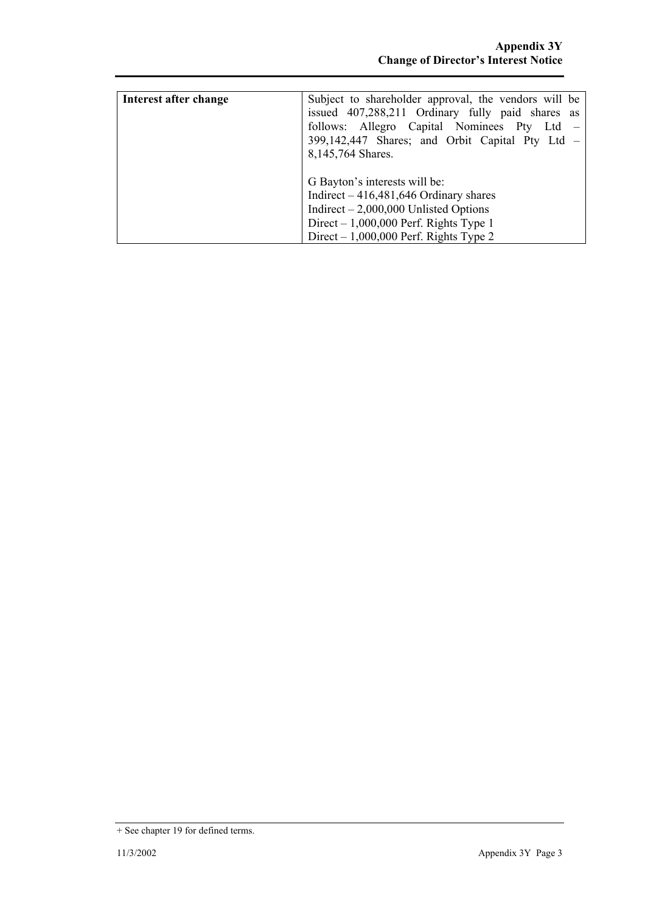| | |
|---|---|
| **Interest after change** | Subject to shareholder approval, the vendors will be issued 407,288,211 Ordinary fully paid shares as follows: Allegro Capital Nominees Pty Ltd – 399,142,447 Shares; and Orbit Capital Pty Ltd – 8,145,764 Shares.<br><br>G Bayton's interests will be:<br>Indirect – 416,481,646 Ordinary shares<br>Indirect – 2,000,000 Unlisted Options<br>Direct – 1,000,000 Perf. Rights Type 1<br>Direct – 1,000,000 Perf. Rights Type 2 |

+ See chapter 19 for defined terms.